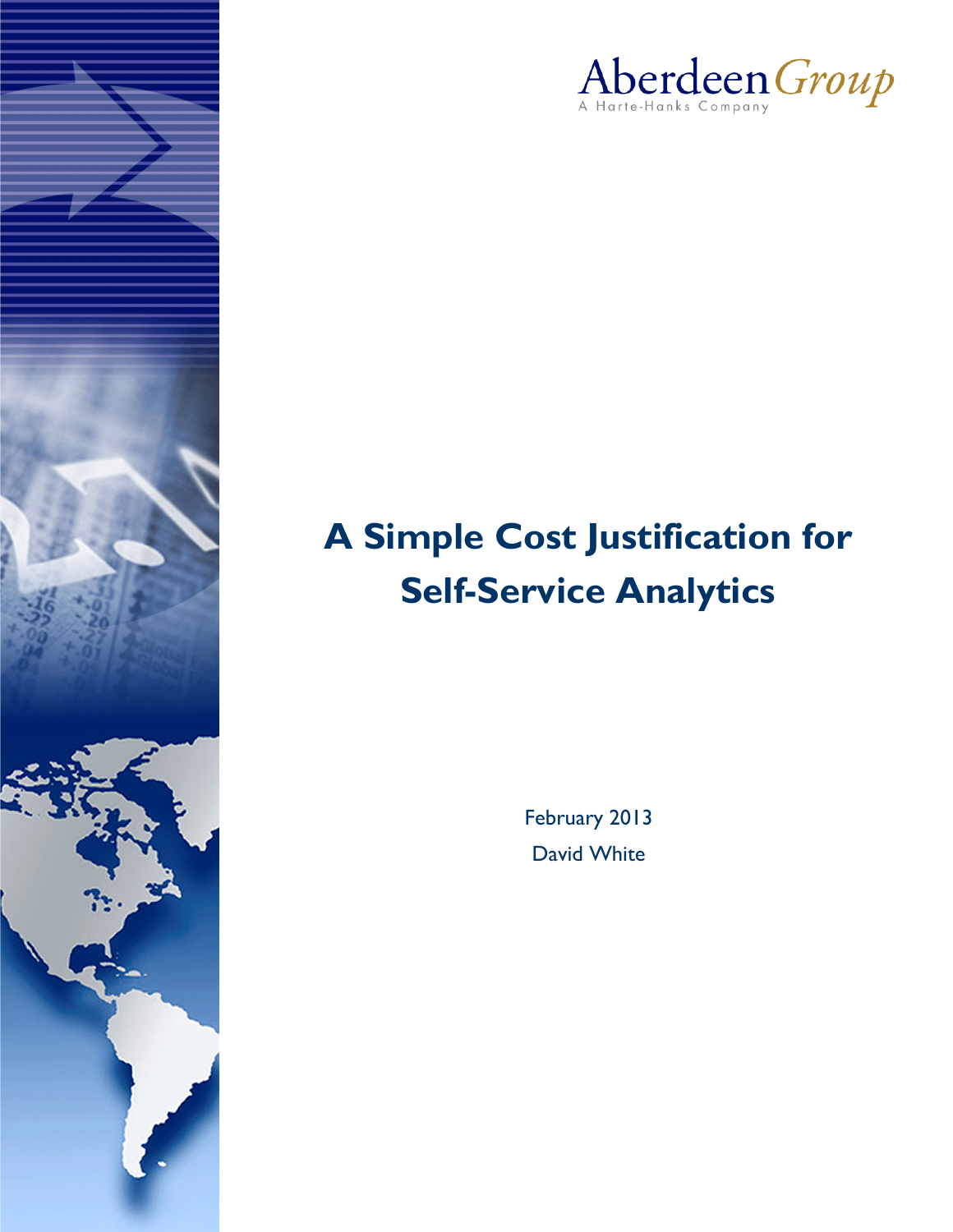Aberdeen Group
A Harte-Hanks Company

# A Simple Cost Justification for Self-Service Analytics

February 2013

David White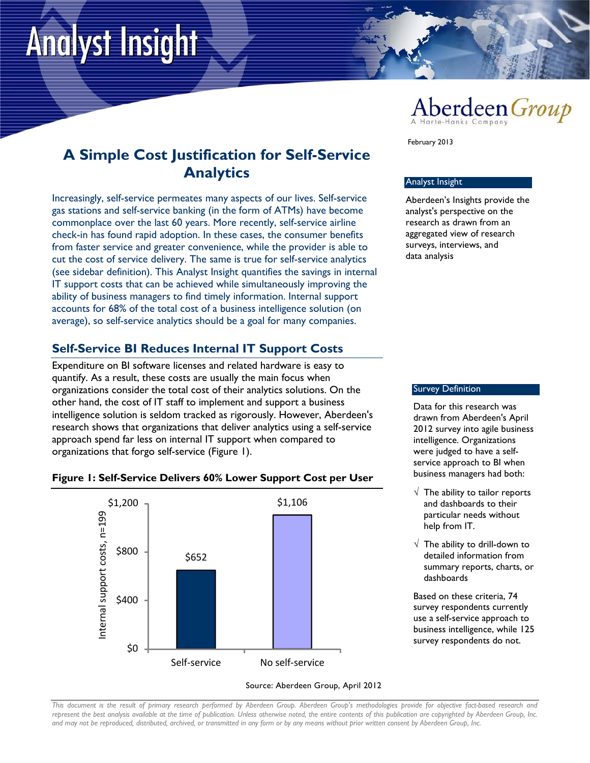Aberdeen Group
A Harte-Hanks Company

February 2013

# A Simple Cost Justification for Self-Service Analytics

Increasingly, self-service permeates many aspects of our lives. Self-service gas stations and self-service banking (in the form of ATMs) have become commonplace over the last 60 years. More recently, self-service airline check-in has found rapid adoption. In these cases, the consumer benefits from faster service and greater convenience, while the provider is able to cut the cost of service delivery. The same is true for self-service analytics (see sidebar definition). This Analyst Insight quantifies the savings in internal IT support costs that can be achieved while simultaneously improving the ability of business managers to find timely information. Internal support accounts for 68% of the total cost of a business intelligence solution (on average), so self-service analytics should be a goal for many companies.

**Analyst Insight**

Aberdeen's Insights provide the analyst's perspective on the research as drawn from an aggregated view of research surveys, interviews, and data analysis

## Self-Service BI Reduces Internal IT Support Costs

Expenditure on BI software licenses and related hardware is easy to quantify. As a result, these costs are usually the main focus when organizations consider the total cost of their analytics solutions. On the other hand, the cost of IT staff to implement and support a business intelligence solution is seldom tracked as rigorously. However, Aberdeen's research shows that organizations that deliver analytics using a self-service approach spend far less on internal IT support when compared to organizations that forgo self-service (Figure 1).

**Figure 1: Self-Service Delivers 60% Lower Support Cost per User**

| Internal support costs, n=199 | |
|---|---|
| Self-service | $652 |
| No self-service | $1,106 |

Source: Aberdeen Group, April 2012

**Survey Definition**

Data for this research was drawn from Aberdeen's April 2012 survey into agile business intelligence. Organizations were judged to have a self-service approach to BI when business managers had both:

- √ The ability to tailor reports and dashboards to their particular needs without help from IT.
- √ The ability to drill-down to detailed information from summary reports, charts, or dashboards

Based on these criteria, 74 survey respondents currently use a self-service approach to business intelligence, while 125 survey respondents do not.

*This document is the result of primary research performed by Aberdeen Group. Aberdeen Group's methodologies provide for objective fact-based research and represent the best analysis available at the time of publication. Unless otherwise noted, the entire contents of this publication are copyrighted by Aberdeen Group, Inc. and may not be reproduced, distributed, archived, or transmitted in any form or by any means without prior written consent by Aberdeen Group, Inc.*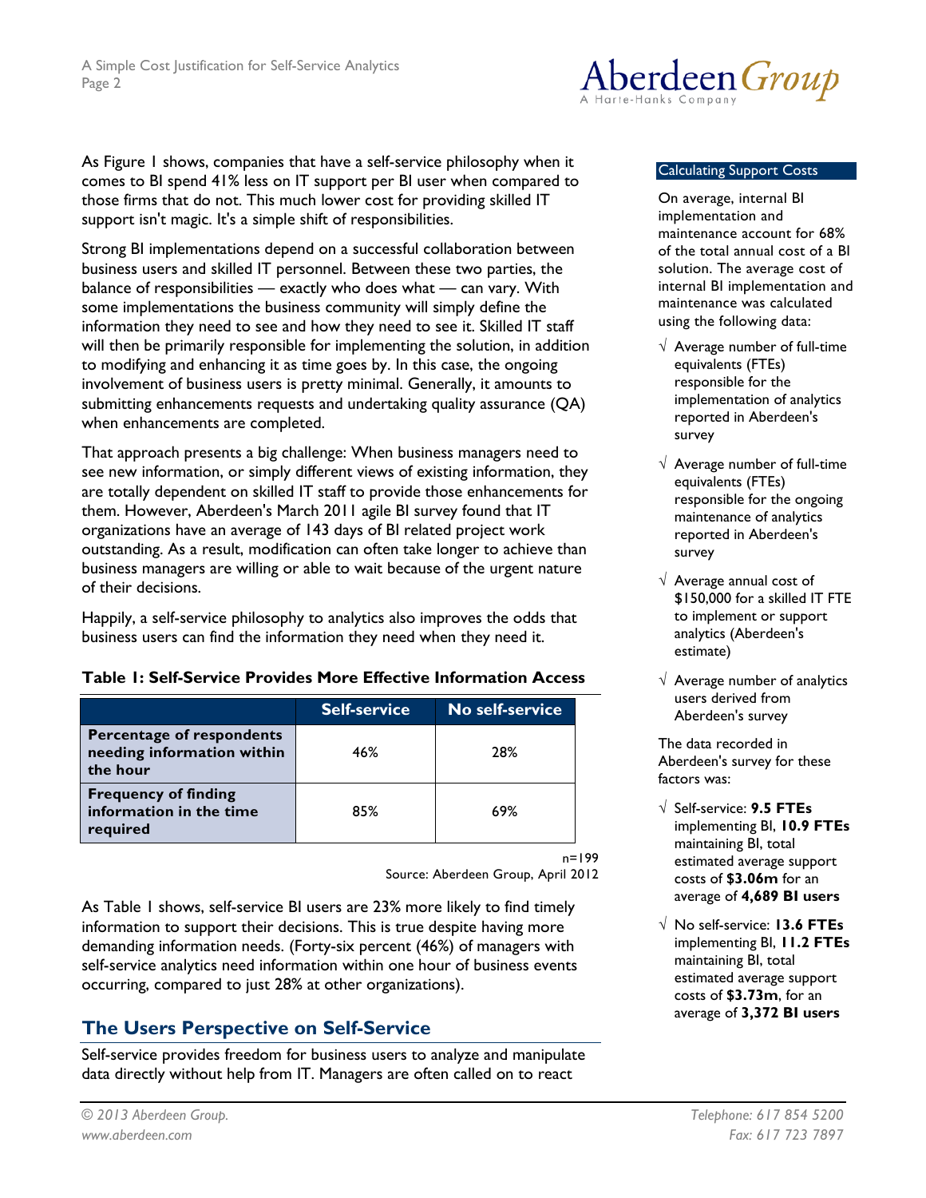As Figure 1 shows, companies that have a self-service philosophy when it comes to BI spend 41% less on IT support per BI user when compared to those firms that do not. This much lower cost for providing skilled IT support isn't magic. It's a simple shift of responsibilities.

Strong BI implementations depend on a successful collaboration between business users and skilled IT personnel. Between these two parties, the balance of responsibilities — exactly who does what — can vary. With some implementations the business community will simply define the information they need to see and how they need to see it. Skilled IT staff will then be primarily responsible for implementing the solution, in addition to modifying and enhancing it as time goes by. In this case, the ongoing involvement of business users is pretty minimal. Generally, it amounts to submitting enhancements requests and undertaking quality assurance (QA) when enhancements are completed.

That approach presents a big challenge: When business managers need to see new information, or simply different views of existing information, they are totally dependent on skilled IT staff to provide those enhancements for them. However, Aberdeen's March 2011 agile BI survey found that IT organizations have an average of 143 days of BI related project work outstanding. As a result, modification can often take longer to achieve than business managers are willing or able to wait because of the urgent nature of their decisions.

Happily, a self-service philosophy to analytics also improves the odds that business users can find the information they need when they need it.

**Table 1: Self-Service Provides More Effective Information Access**

| | Self-service | No self-service |
|---|---|---|
| **Percentage of respondents needing information within the hour** | 46% | 28% |
| **Frequency of finding information in the time required** | 85% | 69% |

n=199
Source: Aberdeen Group, April 2012

As Table 1 shows, self-service BI users are 23% more likely to find timely information to support their decisions. This is true despite having more demanding information needs. (Forty-six percent (46%) of managers with self-service analytics need information within one hour of business events occurring, compared to just 28% at other organizations).

## The Users Perspective on Self-Service

Self-service provides freedom for business users to analyze and manipulate data directly without help from IT. Managers are often called on to react

### Calculating Support Costs

On average, internal BI implementation and maintenance account for 68% of the total annual cost of a BI solution. The average cost of internal BI implementation and maintenance was calculated using the following data:

- √ Average number of full-time equivalents (FTEs) responsible for the implementation of analytics reported in Aberdeen's survey
- √ Average number of full-time equivalents (FTEs) responsible for the ongoing maintenance of analytics reported in Aberdeen's survey
- √ Average annual cost of $150,000 for a skilled IT FTE to implement or support analytics (Aberdeen's estimate)
- √ Average number of analytics users derived from Aberdeen's survey

The data recorded in Aberdeen's survey for these factors was:

- √ Self-service: **9.5 FTEs** implementing BI, **10.9 FTEs** maintaining BI, total estimated average support costs of **$3.06m** for an average of **4,689 BI users**
- √ No self-service: **13.6 FTEs** implementing BI, **11.2 FTEs** maintaining BI, total estimated average support costs of **$3.73m**, for an average of **3,372 BI users**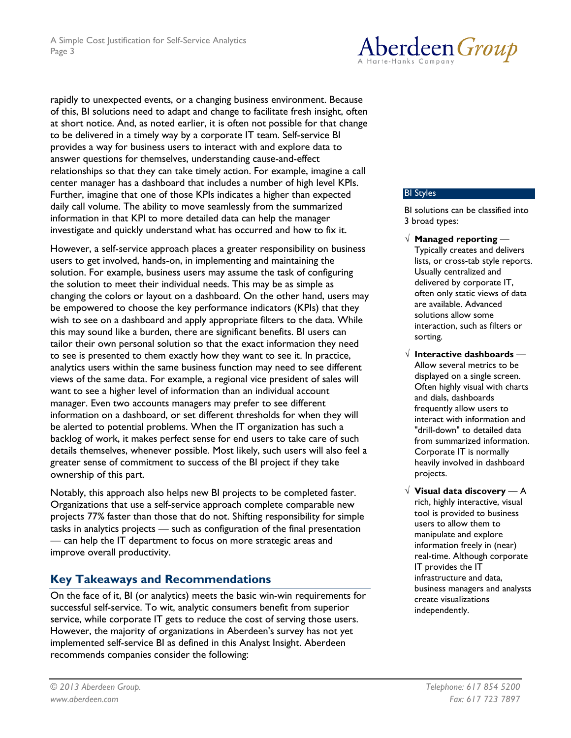rapidly to unexpected events, or a changing business environment. Because of this, BI solutions need to adapt and change to facilitate fresh insight, often at short notice. And, as noted earlier, it is often not possible for that change to be delivered in a timely way by a corporate IT team. Self-service BI provides a way for business users to interact with and explore data to answer questions for themselves, understanding cause-and-effect relationships so that they can take timely action. For example, imagine a call center manager has a dashboard that includes a number of high level KPIs. Further, imagine that one of those KPIs indicates a higher than expected daily call volume. The ability to move seamlessly from the summarized information in that KPI to more detailed data can help the manager investigate and quickly understand what has occurred and how to fix it.

However, a self-service approach places a greater responsibility on business users to get involved, hands-on, in implementing and maintaining the solution. For example, business users may assume the task of configuring the solution to meet their individual needs. This may be as simple as changing the colors or layout on a dashboard. On the other hand, users may be empowered to choose the key performance indicators (KPIs) that they wish to see on a dashboard and apply appropriate filters to the data. While this may sound like a burden, there are significant benefits. BI users can tailor their own personal solution so that the exact information they need to see is presented to them exactly how they want to see it. In practice, analytics users within the same business function may need to see different views of the same data. For example, a regional vice president of sales will want to see a higher level of information than an individual account manager. Even two accounts managers may prefer to see different information on a dashboard, or set different thresholds for when they will be alerted to potential problems. When the IT organization has such a backlog of work, it makes perfect sense for end users to take care of such details themselves, whenever possible. Most likely, such users will also feel a greater sense of commitment to success of the BI project if they take ownership of this part.

Notably, this approach also helps new BI projects to be completed faster. Organizations that use a self-service approach complete comparable new projects 77% faster than those that do not. Shifting responsibility for simple tasks in analytics projects — such as configuration of the final presentation — can help the IT department to focus on more strategic areas and improve overall productivity.

**BI Styles**

BI solutions can be classified into 3 broad types:

- √ **Managed reporting** — Typically creates and delivers lists, or cross-tab style reports. Usually centralized and delivered by corporate IT, often only static views of data are available. Advanced solutions allow some interaction, such as filters or sorting.
- √ **Interactive dashboards** — Allow several metrics to be displayed on a single screen. Often highly visual with charts and dials, dashboards frequently allow users to interact with information and "drill-down" to detailed data from summarized information. Corporate IT is normally heavily involved in dashboard projects.
- √ **Visual data discovery** — A rich, highly interactive, visual tool is provided to business users to allow them to manipulate and explore information freely in (near) real-time. Although corporate IT provides the IT infrastructure and data, business managers and analysts create visualizations independently.

## Key Takeaways and Recommendations

On the face of it, BI (or analytics) meets the basic win-win requirements for successful self-service. To wit, analytic consumers benefit from superior service, while corporate IT gets to reduce the cost of serving those users. However, the majority of organizations in Aberdeen's survey has not yet implemented self-service BI as defined in this Analyst Insight. Aberdeen recommends companies consider the following: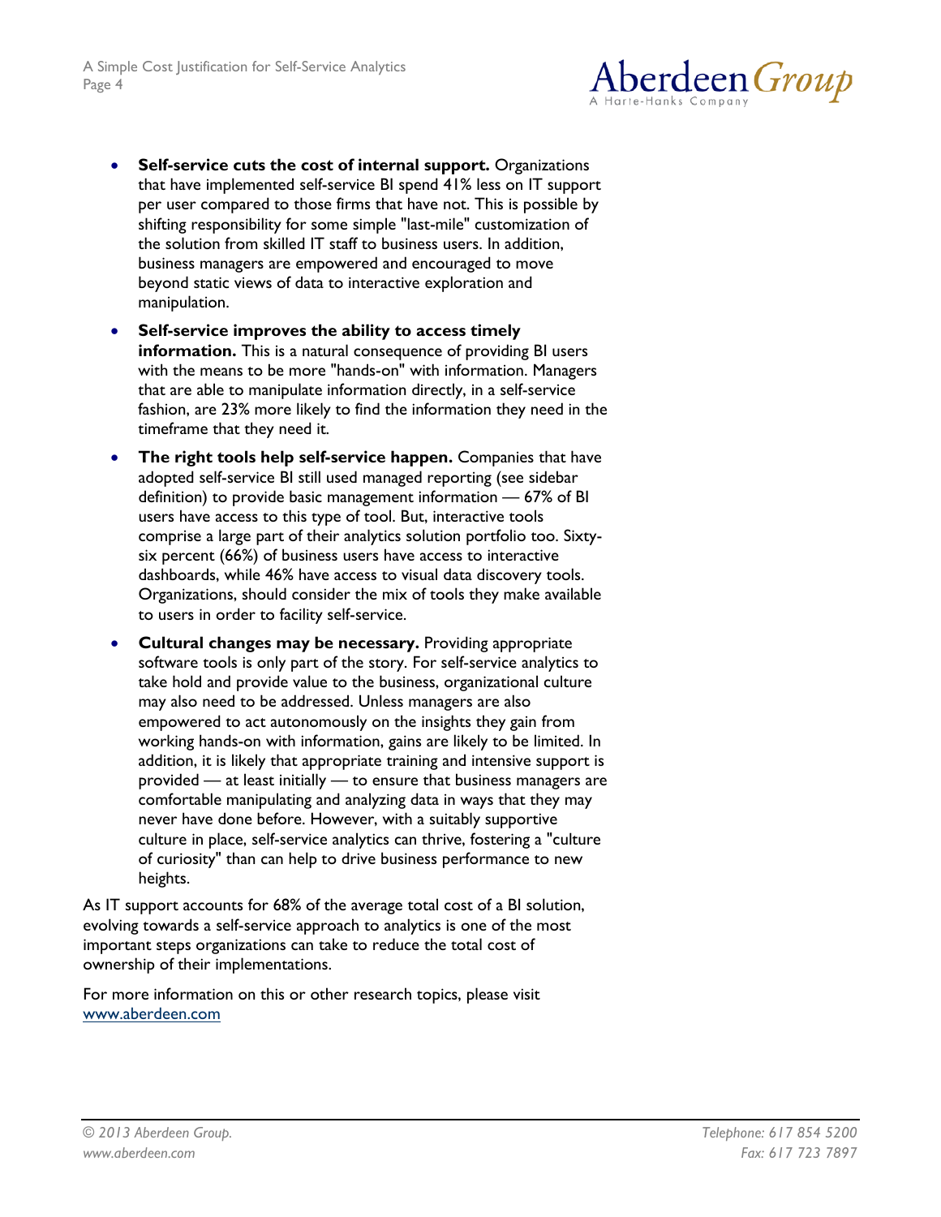- **Self-service cuts the cost of internal support.** Organizations that have implemented self-service BI spend 41% less on IT support per user compared to those firms that have not. This is possible by shifting responsibility for some simple "last-mile" customization of the solution from skilled IT staff to business users. In addition, business managers are empowered and encouraged to move beyond static views of data to interactive exploration and manipulation.
- **Self-service improves the ability to access timely information.** This is a natural consequence of providing BI users with the means to be more "hands-on" with information. Managers that are able to manipulate information directly, in a self-service fashion, are 23% more likely to find the information they need in the timeframe that they need it.
- **The right tools help self-service happen.** Companies that have adopted self-service BI still used managed reporting (see sidebar definition) to provide basic management information — 67% of BI users have access to this type of tool. But, interactive tools comprise a large part of their analytics solution portfolio too. Sixty-six percent (66%) of business users have access to interactive dashboards, while 46% have access to visual data discovery tools. Organizations, should consider the mix of tools they make available to users in order to facility self-service.
- **Cultural changes may be necessary.** Providing appropriate software tools is only part of the story. For self-service analytics to take hold and provide value to the business, organizational culture may also need to be addressed. Unless managers are also empowered to act autonomously on the insights they gain from working hands-on with information, gains are likely to be limited. In addition, it is likely that appropriate training and intensive support is provided — at least initially — to ensure that business managers are comfortable manipulating and analyzing data in ways that they may never have done before. However, with a suitably supportive culture in place, self-service analytics can thrive, fostering a "culture of curiosity" than can help to drive business performance to new heights.

As IT support accounts for 68% of the average total cost of a BI solution, evolving towards a self-service approach to analytics is one of the most important steps organizations can take to reduce the total cost of ownership of their implementations.

For more information on this or other research topics, please visit [www.aberdeen.com](http://www.aberdeen.com)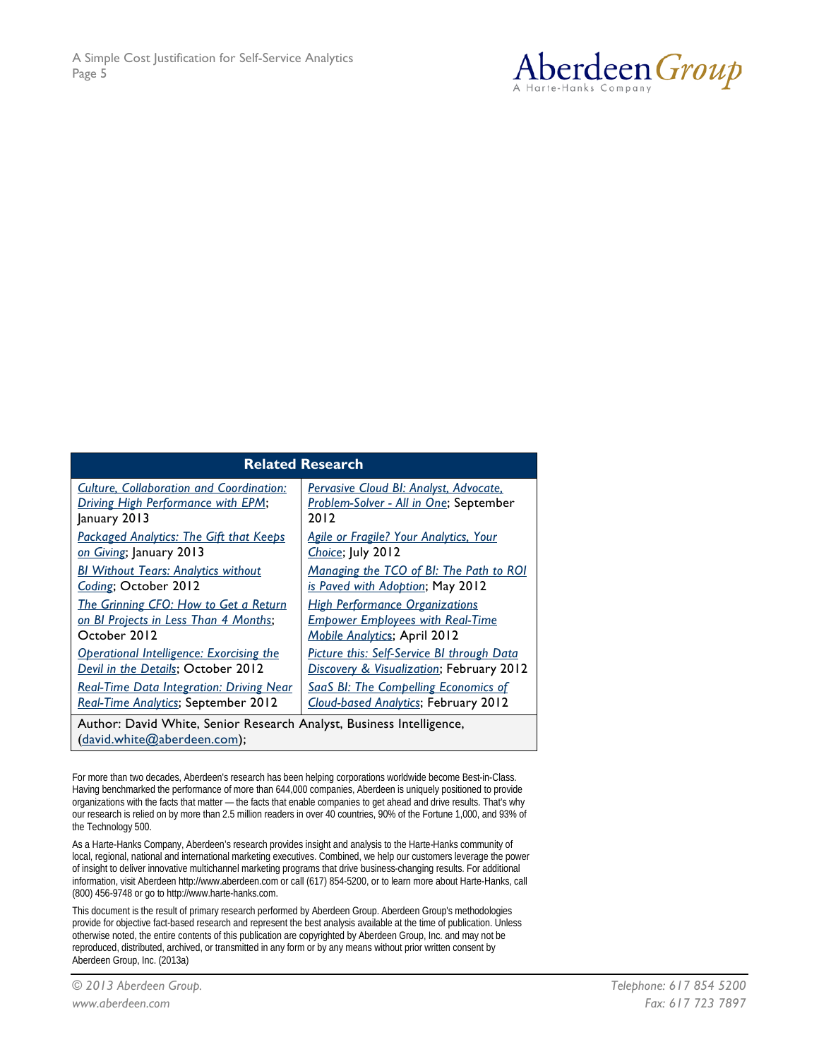| Related Research | |
|---|---|
| *Culture, Collaboration and Coordination: Driving High Performance with EPM*; January 2013 | *Pervasive Cloud BI: Analyst, Advocate, Problem-Solver - All in One*; September 2012 |
| *Packaged Analytics: The Gift that Keeps on Giving*; January 2013 | *Agile or Fragile? Your Analytics, Your Choice*; July 2012 |
| *BI Without Tears: Analytics without Coding*; October 2012 | *Managing the TCO of BI: The Path to ROI is Paved with Adoption*; May 2012 |
| *The Grinning CFO: How to Get a Return on BI Projects in Less Than 4 Months*; October 2012 | *High Performance Organizations Empower Employees with Real-Time Mobile Analytics*; April 2012 |
| *Operational Intelligence: Exorcising the Devil in the Details*; October 2012 | *Picture this: Self-Service BI through Data Discovery & Visualization*; February 2012 |
| *Real-Time Data Integration: Driving Near Real-Time Analytics*; September 2012 | *SaaS BI: The Compelling Economics of Cloud-based Analytics*; February 2012 |

Author: David White, Senior Research Analyst, Business Intelligence, (david.white@aberdeen.com);

For more than two decades, Aberdeen's research has been helping corporations worldwide become Best-in-Class. Having benchmarked the performance of more than 644,000 companies, Aberdeen is uniquely positioned to provide organizations with the facts that matter — the facts that enable companies to get ahead and drive results. That's why our research is relied on by more than 2.5 million readers in over 40 countries, 90% of the Fortune 1,000, and 93% of the Technology 500.

As a Harte-Hanks Company, Aberdeen's research provides insight and analysis to the Harte-Hanks community of local, regional, national and international marketing executives. Combined, we help our customers leverage the power of insight to deliver innovative multichannel marketing programs that drive business-changing results. For additional information, visit Aberdeen http://www.aberdeen.com or call (617) 854-5200, or to learn more about Harte-Hanks, call (800) 456-9748 or go to http://www.harte-hanks.com.

This document is the result of primary research performed by Aberdeen Group. Aberdeen Group's methodologies provide for objective fact-based research and represent the best analysis available at the time of publication. Unless otherwise noted, the entire contents of this publication are copyrighted by Aberdeen Group, Inc. and may not be reproduced, distributed, archived, or transmitted in any form or by any means without prior written consent by Aberdeen Group, Inc. (2013a)